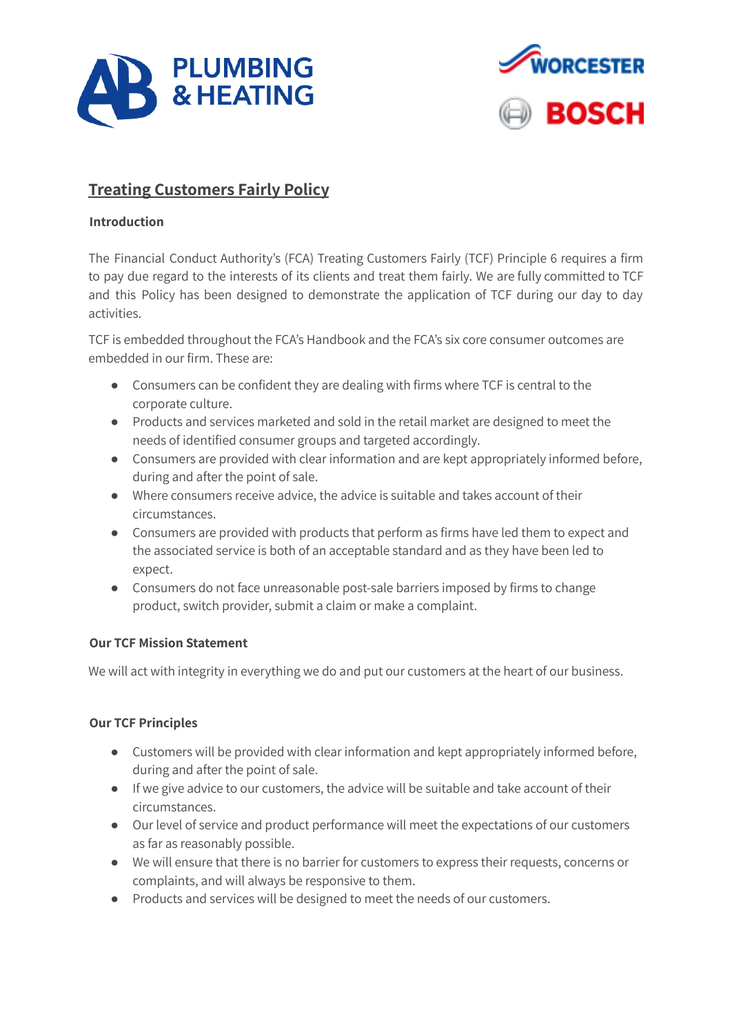# Treating Customers Fairly Policy

**Introduction**

The Financial Conduct Authority's (FCA) Treating Customers Fairly (TCF) Principle 6 requires a firm to pay due regard to the interests of its clients and treat them fairly. We are fully committed to TCF and this Policy has been designed to demonstrate the application of TCF during our day to day activities.

TCF is embedded throughout the FCA's Handbook and the FCA's six core consumer outcomes are embedded in our firm. These are:

- Consumers can be confident they are dealing with firms where TCF is central to the corporate culture.
- Products and services marketed and sold in the retail market are designed to meet the needs of identified consumer groups and targeted accordingly.
- Consumers are provided with clear information and are kept appropriately informed before, during and after the point of sale.
- Where consumers receive advice, the advice is suitable and takes account of their circumstances.
- Consumers are provided with products that perform as firms have led them to expect and the associated service is both of an acceptable standard and as they have been led to expect.
- Consumers do not face unreasonable post-sale barriers imposed by firms to change product, switch provider, submit a claim or make a complaint.

**Our TCF Mission Statement**

We will act with integrity in everything we do and put our customers at the heart of our business.

**Our TCF Principles**

- Customers will be provided with clear information and kept appropriately informed before, during and after the point of sale.
- If we give advice to our customers, the advice will be suitable and take account of their circumstances.
- Our level of service and product performance will meet the expectations of our customers as far as reasonably possible.
- We will ensure that there is no barrier for customers to express their requests, concerns or complaints, and will always be responsive to them.
- Products and services will be designed to meet the needs of our customers.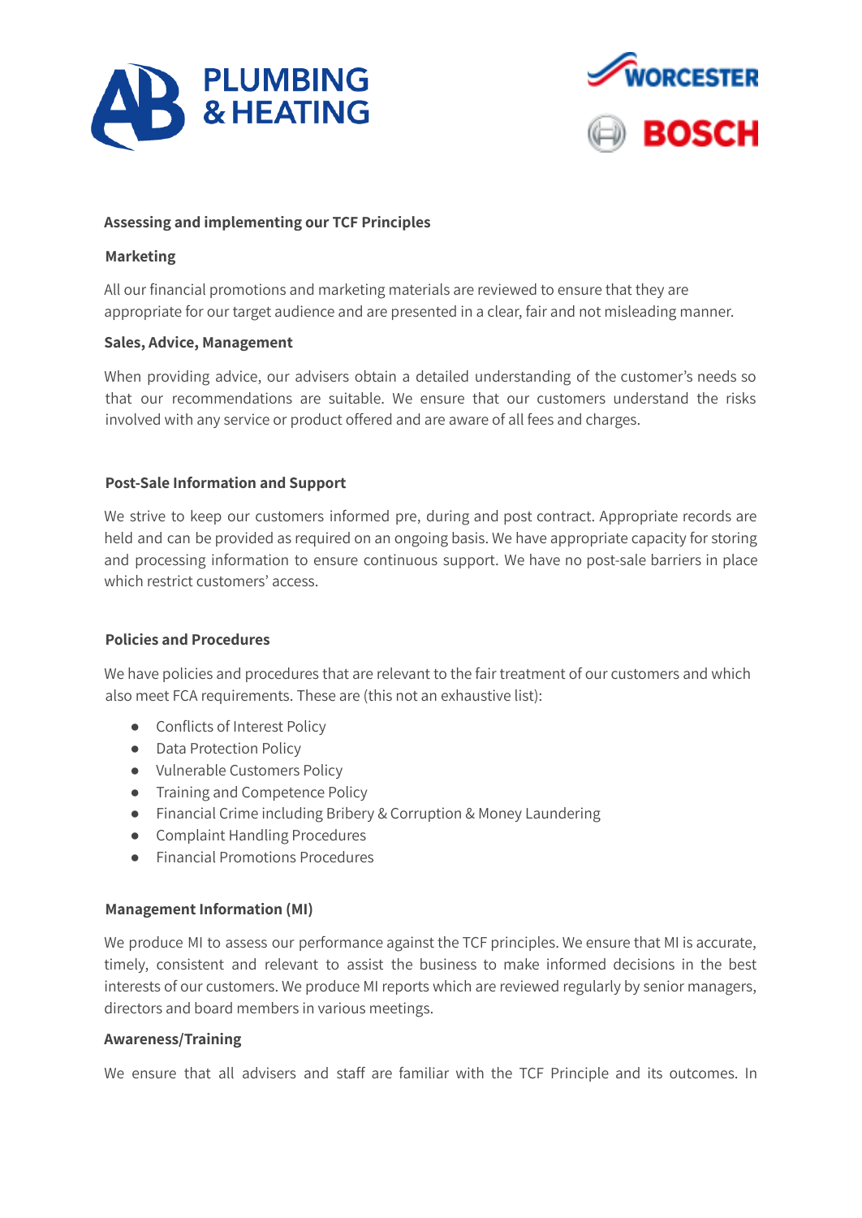## Assessing and implementing our TCF Principles

### Marketing

All our financial promotions and marketing materials are reviewed to ensure that they are appropriate for our target audience and are presented in a clear, fair and not misleading manner.

### Sales, Advice, Management

When providing advice, our advisers obtain a detailed understanding of the customer's needs so that our recommendations are suitable. We ensure that our customers understand the risks involved with any service or product offered and are aware of all fees and charges.

### Post-Sale Information and Support

We strive to keep our customers informed pre, during and post contract. Appropriate records are held and can be provided as required on an ongoing basis. We have appropriate capacity for storing and processing information to ensure continuous support. We have no post-sale barriers in place which restrict customers' access.

### Policies and Procedures

We have policies and procedures that are relevant to the fair treatment of our customers and which also meet FCA requirements. These are (this not an exhaustive list):

- Conflicts of Interest Policy
- Data Protection Policy
- Vulnerable Customers Policy
- Training and Competence Policy
- Financial Crime including Bribery & Corruption & Money Laundering
- Complaint Handling Procedures
- Financial Promotions Procedures

### Management Information (MI)

We produce MI to assess our performance against the TCF principles. We ensure that MI is accurate, timely, consistent and relevant to assist the business to make informed decisions in the best interests of our customers. We produce MI reports which are reviewed regularly by senior managers, directors and board members in various meetings.

### Awareness/Training

We ensure that all advisers and staff are familiar with the TCF Principle and its outcomes. In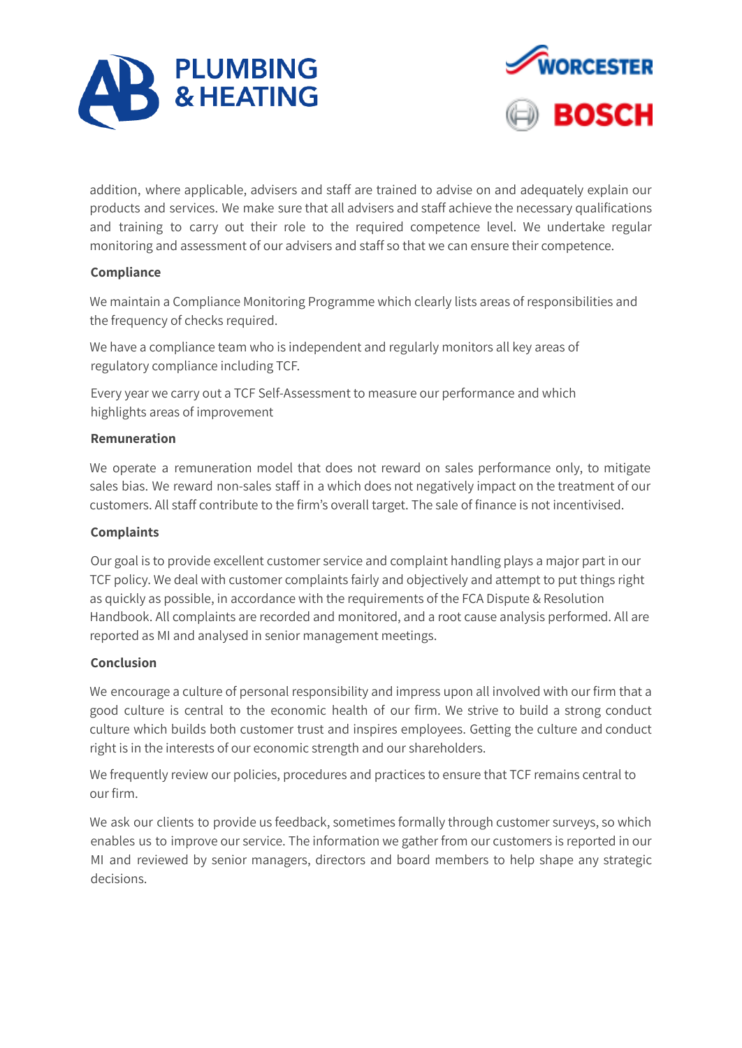addition, where applicable, advisers and staff are trained to advise on and adequately explain our products and services. We make sure that all advisers and staff achieve the necessary qualifications and training to carry out their role to the required competence level. We undertake regular monitoring and assessment of our advisers and staff so that we can ensure their competence.

**Compliance**

We maintain a Compliance Monitoring Programme which clearly lists areas of responsibilities and the frequency of checks required.

We have a compliance team who is independent and regularly monitors all key areas of regulatory compliance including TCF.

Every year we carry out a TCF Self-Assessment to measure our performance and which highlights areas of improvement

**Remuneration**

We operate a remuneration model that does not reward on sales performance only, to mitigate sales bias. We reward non-sales staff in a which does not negatively impact on the treatment of our customers. All staff contribute to the firm's overall target. The sale of finance is not incentivised.

**Complaints**

Our goal is to provide excellent customer service and complaint handling plays a major part in our TCF policy. We deal with customer complaints fairly and objectively and attempt to put things right as quickly as possible, in accordance with the requirements of the FCA Dispute & Resolution Handbook. All complaints are recorded and monitored, and a root cause analysis performed. All are reported as MI and analysed in senior management meetings.

**Conclusion**

We encourage a culture of personal responsibility and impress upon all involved with our firm that a good culture is central to the economic health of our firm. We strive to build a strong conduct culture which builds both customer trust and inspires employees. Getting the culture and conduct right is in the interests of our economic strength and our shareholders.

We frequently review our policies, procedures and practices to ensure that TCF remains central to our firm.

We ask our clients to provide us feedback, sometimes formally through customer surveys, so which enables us to improve our service. The information we gather from our customers is reported in our MI and reviewed by senior managers, directors and board members to help shape any strategic decisions.